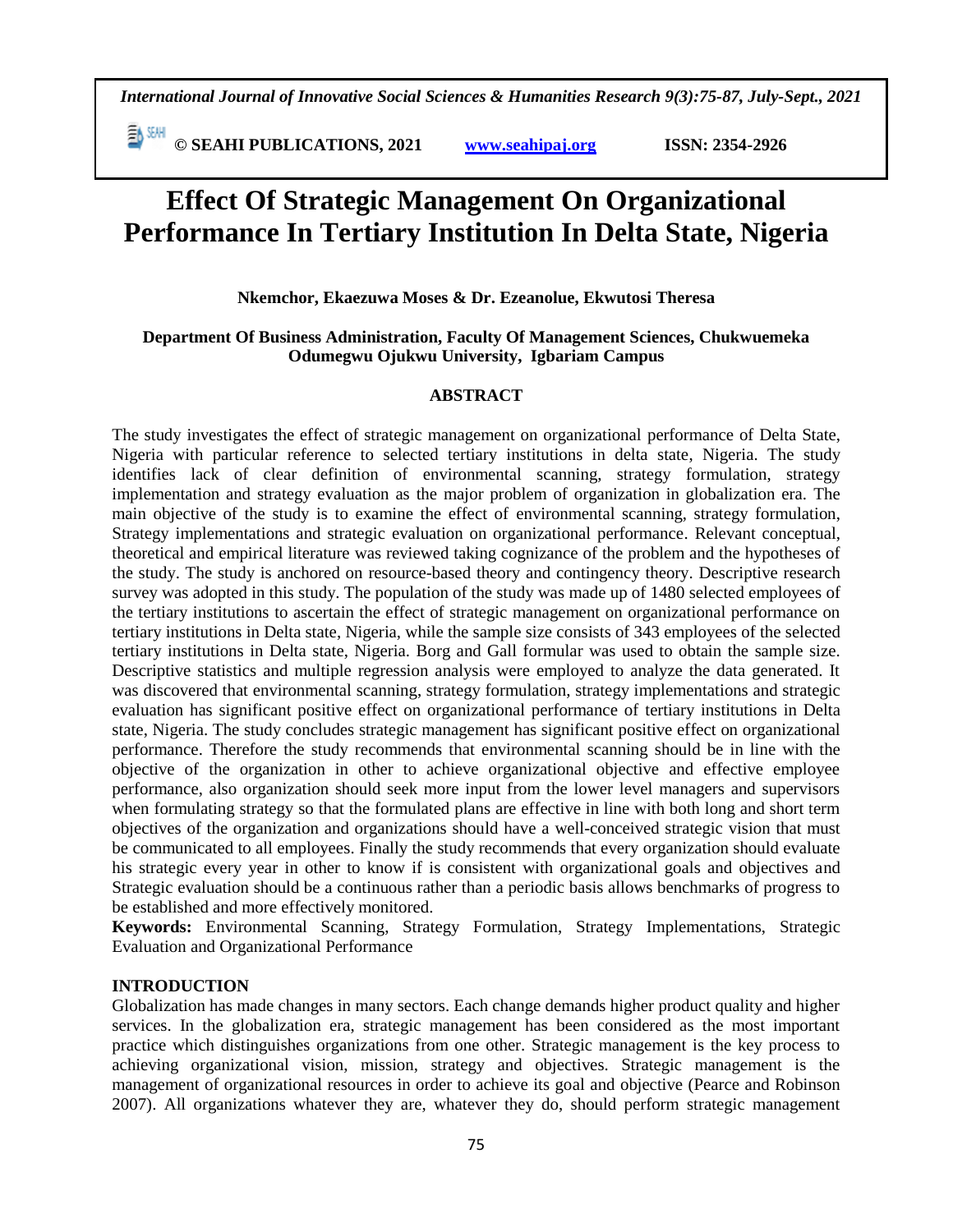# Effect Of Strategic Management On Organizational Performance In Tertiary Institution In Delta State, Nigeria

**Nkemchor, Ekaezuwa Moses & Dr. Ezeanolue, Ekwutosi Theresa**

**Department Of Business Administration, Faculty Of Management Sciences, Chukwuemeka Odumegwu Ojukwu University, Igbariam Campus**

## ABSTRACT

The study investigates the effect of strategic management on organizational performance of Delta State, Nigeria with particular reference to selected tertiary institutions in delta state, Nigeria. The study identifies lack of clear definition of environmental scanning, strategy formulation, strategy implementation and strategy evaluation as the major problem of organization in globalization era. The main objective of the study is to examine the effect of environmental scanning, strategy formulation, Strategy implementations and strategic evaluation on organizational performance. Relevant conceptual, theoretical and empirical literature was reviewed taking cognizance of the problem and the hypotheses of the study. The study is anchored on resource-based theory and contingency theory. Descriptive research survey was adopted in this study. The population of the study was made up of 1480 selected employees of the tertiary institutions to ascertain the effect of strategic management on organizational performance on tertiary institutions in Delta state, Nigeria, while the sample size consists of 343 employees of the selected tertiary institutions in Delta state, Nigeria. Borg and Gall formular was used to obtain the sample size. Descriptive statistics and multiple regression analysis were employed to analyze the data generated. It was discovered that environmental scanning, strategy formulation, strategy implementations and strategic evaluation has significant positive effect on organizational performance of tertiary institutions in Delta state, Nigeria. The study concludes strategic management has significant positive effect on organizational performance. Therefore the study recommends that environmental scanning should be in line with the objective of the organization in other to achieve organizational objective and effective employee performance, also organization should seek more input from the lower level managers and supervisors when formulating strategy so that the formulated plans are effective in line with both long and short term objectives of the organization and organizations should have a well-conceived strategic vision that must be communicated to all employees. Finally the study recommends that every organization should evaluate his strategic every year in other to know if is consistent with organizational goals and objectives and Strategic evaluation should be a continuous rather than a periodic basis allows benchmarks of progress to be established and more effectively monitored.

**Keywords:** Environmental Scanning, Strategy Formulation, Strategy Implementations, Strategic Evaluation and Organizational Performance

## INTRODUCTION

Globalization has made changes in many sectors. Each change demands higher product quality and higher services. In the globalization era, strategic management has been considered as the most important practice which distinguishes organizations from one other. Strategic management is the key process to achieving organizational vision, mission, strategy and objectives. Strategic management is the management of organizational resources in order to achieve its goal and objective (Pearce and Robinson 2007). All organizations whatever they are, whatever they do, should perform strategic management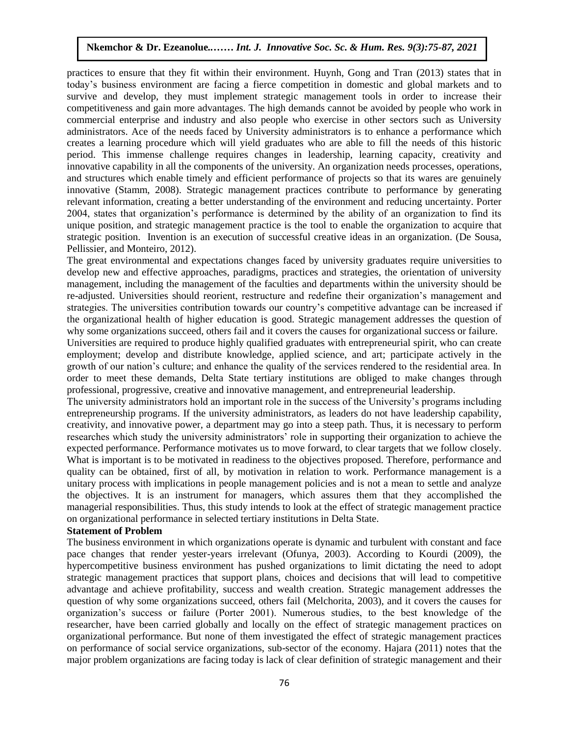practices to ensure that they fit within their environment. Huynh, Gong and Tran (2013) states that in today's business environment are facing a fierce competition in domestic and global markets and to survive and develop, they must implement strategic management tools in order to increase their competitiveness and gain more advantages. The high demands cannot be avoided by people who work in commercial enterprise and industry and also people who exercise in other sectors such as University administrators. Ace of the needs faced by University administrators is to enhance a performance which creates a learning procedure which will yield graduates who are able to fill the needs of this historic period. This immense challenge requires changes in leadership, learning capacity, creativity and innovative capability in all the components of the university. An organization needs processes, operations, and structures which enable timely and efficient performance of projects so that its wares are genuinely innovative (Stamm, 2008). Strategic management practices contribute to performance by generating relevant information, creating a better understanding of the environment and reducing uncertainty. Porter 2004, states that organization's performance is determined by the ability of an organization to find its unique position, and strategic management practice is the tool to enable the organization to acquire that strategic position. Invention is an execution of successful creative ideas in an organization. (De Sousa, Pellissier, and Monteiro, 2012).

The great environmental and expectations changes faced by university graduates require universities to develop new and effective approaches, paradigms, practices and strategies, the orientation of university management, including the management of the faculties and departments within the university should be re-adjusted. Universities should reorient, restructure and redefine their organization's management and strategies. The universities contribution towards our country's competitive advantage can be increased if the organizational health of higher education is good. Strategic management addresses the question of why some organizations succeed, others fail and it covers the causes for organizational success or failure.

Universities are required to produce highly qualified graduates with entrepreneurial spirit, who can create employment; develop and distribute knowledge, applied science, and art; participate actively in the growth of our nation's culture; and enhance the quality of the services rendered to the residential area. In order to meet these demands, Delta State tertiary institutions are obliged to make changes through professional, progressive, creative and innovative management, and entrepreneurial leadership.

The university administrators hold an important role in the success of the University's programs including entrepreneurship programs. If the university administrators, as leaders do not have leadership capability, creativity, and innovative power, a department may go into a steep path. Thus, it is necessary to perform researches which study the university administrators' role in supporting their organization to achieve the expected performance. Performance motivates us to move forward, to clear targets that we follow closely. What is important is to be motivated in readiness to the objectives proposed. Therefore, performance and quality can be obtained, first of all, by motivation in relation to work. Performance management is a unitary process with implications in people management policies and is not a mean to settle and analyze the objectives. It is an instrument for managers, which assures them that they accomplished the managerial responsibilities. Thus, this study intends to look at the effect of strategic management practice on organizational performance in selected tertiary institutions in Delta State.

**Statement of Problem**

The business environment in which organizations operate is dynamic and turbulent with constant and face pace changes that render yester-years irrelevant (Ofunya, 2003). According to Kourdi (2009), the hypercompetitive business environment has pushed organizations to limit dictating the need to adopt strategic management practices that support plans, choices and decisions that will lead to competitive advantage and achieve profitability, success and wealth creation. Strategic management addresses the question of why some organizations succeed, others fail (Melchorita, 2003), and it covers the causes for organization's success or failure (Porter 2001). Numerous studies, to the best knowledge of the researcher, have been carried globally and locally on the effect of strategic management practices on organizational performance. But none of them investigated the effect of strategic management practices on performance of social service organizations, sub-sector of the economy. Hajara (2011) notes that the major problem organizations are facing today is lack of clear definition of strategic management and their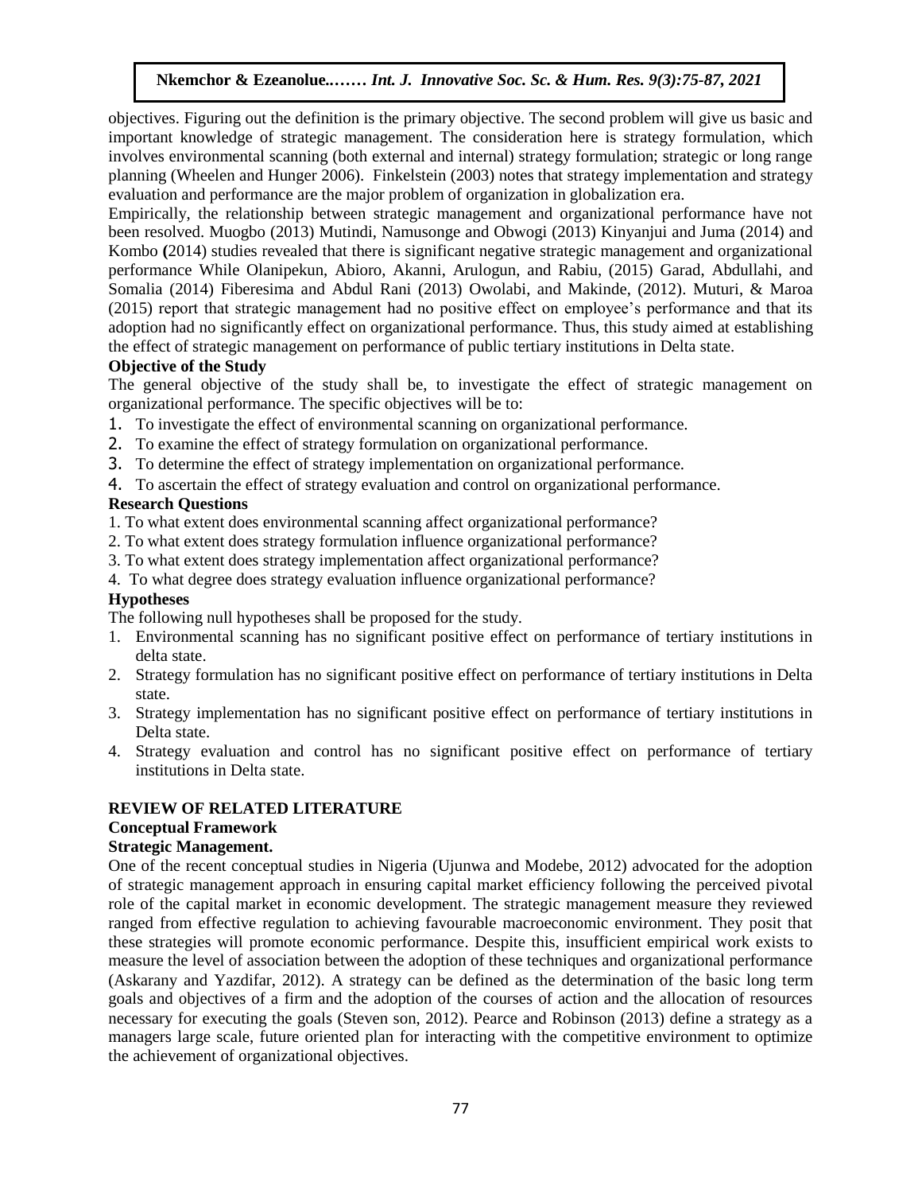objectives. Figuring out the definition is the primary objective. The second problem will give us basic and important knowledge of strategic management. The consideration here is strategy formulation, which involves environmental scanning (both external and internal) strategy formulation; strategic or long range planning (Wheelen and Hunger 2006). Finkelstein (2003) notes that strategy implementation and strategy evaluation and performance are the major problem of organization in globalization era.

Empirically, the relationship between strategic management and organizational performance have not been resolved. Muogbo (2013) Mutindi, Namusonge and Obwogi (2013) Kinyanjui and Juma (2014) and Kombo **(**2014) studies revealed that there is significant negative strategic management and organizational performance While Olanipekun, Abioro, Akanni, Arulogun, and Rabiu, (2015) Garad, Abdullahi, and Somalia (2014) Fiberesima and Abdul Rani (2013) Owolabi, and Makinde, (2012). Muturi, & Maroa (2015) report that strategic management had no positive effect on employee's performance and that its adoption had no significantly effect on organizational performance. Thus, this study aimed at establishing the effect of strategic management on performance of public tertiary institutions in Delta state.

**Objective of the Study**

The general objective of the study shall be, to investigate the effect of strategic management on organizational performance. The specific objectives will be to:

1. To investigate the effect of environmental scanning on organizational performance.
2. To examine the effect of strategy formulation on organizational performance.
3. To determine the effect of strategy implementation on organizational performance.
4. To ascertain the effect of strategy evaluation and control on organizational performance.

**Research Questions**

1. To what extent does environmental scanning affect organizational performance?
2. To what extent does strategy formulation influence organizational performance?
3. To what extent does strategy implementation affect organizational performance?
4. To what degree does strategy evaluation influence organizational performance?

**Hypotheses**

The following null hypotheses shall be proposed for the study.

1. Environmental scanning has no significant positive effect on performance of tertiary institutions in delta state.
2. Strategy formulation has no significant positive effect on performance of tertiary institutions in Delta state.
3. Strategy implementation has no significant positive effect on performance of tertiary institutions in Delta state.
4. Strategy evaluation and control has no significant positive effect on performance of tertiary institutions in Delta state.

## REVIEW OF RELATED LITERATURE

### Conceptual Framework

#### Strategic Management.

One of the recent conceptual studies in Nigeria (Ujunwa and Modebe, 2012) advocated for the adoption of strategic management approach in ensuring capital market efficiency following the perceived pivotal role of the capital market in economic development. The strategic management measure they reviewed ranged from effective regulation to achieving favourable macroeconomic environment. They posit that these strategies will promote economic performance. Despite this, insufficient empirical work exists to measure the level of association between the adoption of these techniques and organizational performance (Askarany and Yazdifar, 2012). A strategy can be defined as the determination of the basic long term goals and objectives of a firm and the adoption of the courses of action and the allocation of resources necessary for executing the goals (Steven son, 2012). Pearce and Robinson (2013) define a strategy as a managers large scale, future oriented plan for interacting with the competitive environment to optimize the achievement of organizational objectives.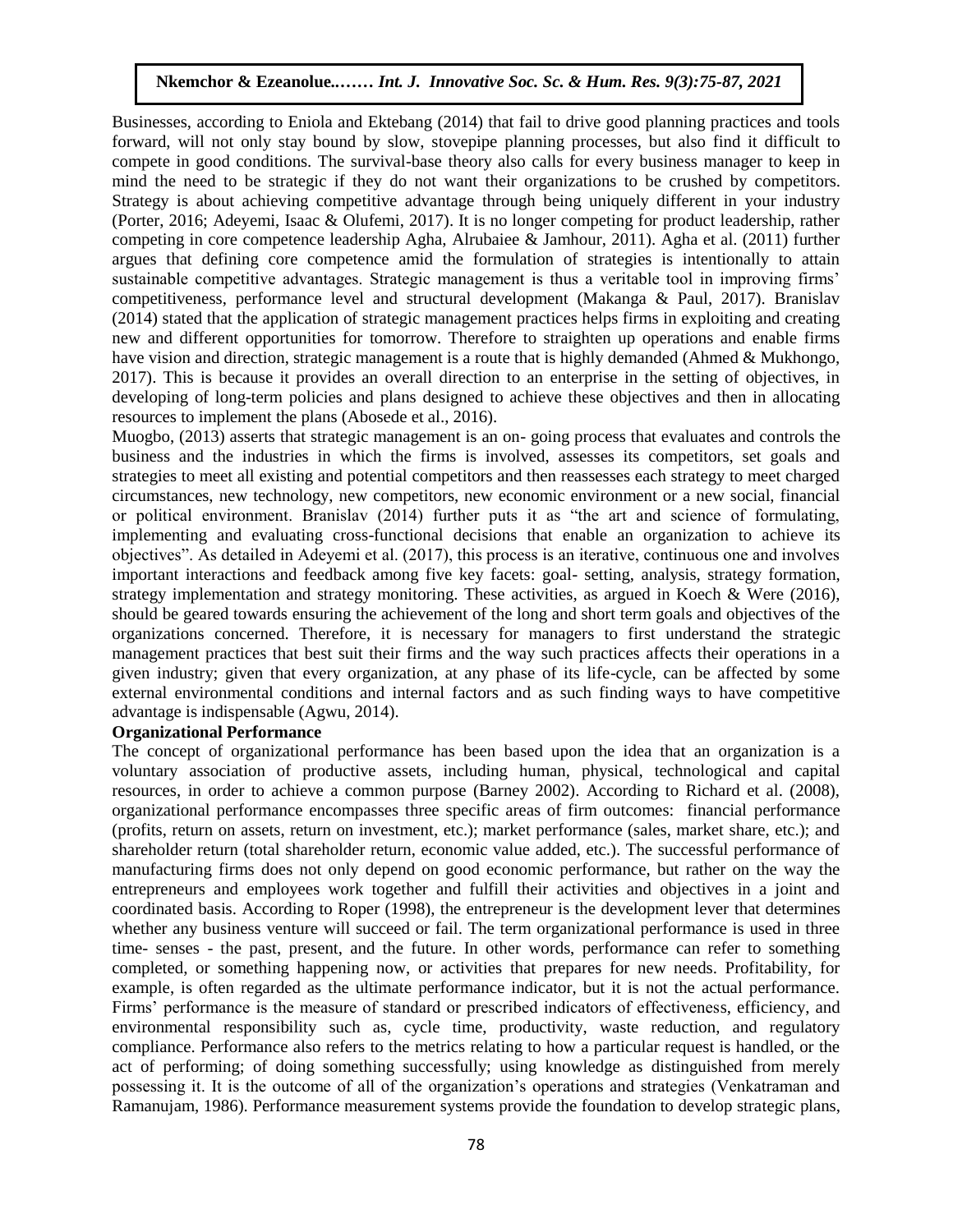Businesses, according to Eniola and Ektebang (2014) that fail to drive good planning practices and tools forward, will not only stay bound by slow, stovepipe planning processes, but also find it difficult to compete in good conditions. The survival-base theory also calls for every business manager to keep in mind the need to be strategic if they do not want their organizations to be crushed by competitors. Strategy is about achieving competitive advantage through being uniquely different in your industry (Porter, 2016; Adeyemi, Isaac & Olufemi, 2017). It is no longer competing for product leadership, rather competing in core competence leadership Agha, Alrubaiee & Jamhour, 2011). Agha et al. (2011) further argues that defining core competence amid the formulation of strategies is intentionally to attain sustainable competitive advantages. Strategic management is thus a veritable tool in improving firms' competitiveness, performance level and structural development (Makanga & Paul, 2017). Branislav (2014) stated that the application of strategic management practices helps firms in exploiting and creating new and different opportunities for tomorrow. Therefore to straighten up operations and enable firms have vision and direction, strategic management is a route that is highly demanded (Ahmed & Mukhongo, 2017). This is because it provides an overall direction to an enterprise in the setting of objectives, in developing of long-term policies and plans designed to achieve these objectives and then in allocating resources to implement the plans (Abosede et al., 2016).

Muogbo, (2013) asserts that strategic management is an on- going process that evaluates and controls the business and the industries in which the firms is involved, assesses its competitors, set goals and strategies to meet all existing and potential competitors and then reassesses each strategy to meet charged circumstances, new technology, new competitors, new economic environment or a new social, financial or political environment. Branislav (2014) further puts it as "the art and science of formulating, implementing and evaluating cross-functional decisions that enable an organization to achieve its objectives". As detailed in Adeyemi et al. (2017), this process is an iterative, continuous one and involves important interactions and feedback among five key facets: goal- setting, analysis, strategy formation, strategy implementation and strategy monitoring. These activities, as argued in Koech & Were (2016), should be geared towards ensuring the achievement of the long and short term goals and objectives of the organizations concerned. Therefore, it is necessary for managers to first understand the strategic management practices that best suit their firms and the way such practices affects their operations in a given industry; given that every organization, at any phase of its life-cycle, can be affected by some external environmental conditions and internal factors and as such finding ways to have competitive advantage is indispensable (Agwu, 2014).

**Organizational Performance**

The concept of organizational performance has been based upon the idea that an organization is a voluntary association of productive assets, including human, physical, technological and capital resources, in order to achieve a common purpose (Barney 2002). According to Richard et al. (2008), organizational performance encompasses three specific areas of firm outcomes: financial performance (profits, return on assets, return on investment, etc.); market performance (sales, market share, etc.); and shareholder return (total shareholder return, economic value added, etc.). The successful performance of manufacturing firms does not only depend on good economic performance, but rather on the way the entrepreneurs and employees work together and fulfill their activities and objectives in a joint and coordinated basis. According to Roper (1998), the entrepreneur is the development lever that determines whether any business venture will succeed or fail. The term organizational performance is used in three time- senses - the past, present, and the future. In other words, performance can refer to something completed, or something happening now, or activities that prepares for new needs. Profitability, for example, is often regarded as the ultimate performance indicator, but it is not the actual performance. Firms' performance is the measure of standard or prescribed indicators of effectiveness, efficiency, and environmental responsibility such as, cycle time, productivity, waste reduction, and regulatory compliance. Performance also refers to the metrics relating to how a particular request is handled, or the act of performing; of doing something successfully; using knowledge as distinguished from merely possessing it. It is the outcome of all of the organization's operations and strategies (Venkatraman and Ramanujam, 1986). Performance measurement systems provide the foundation to develop strategic plans,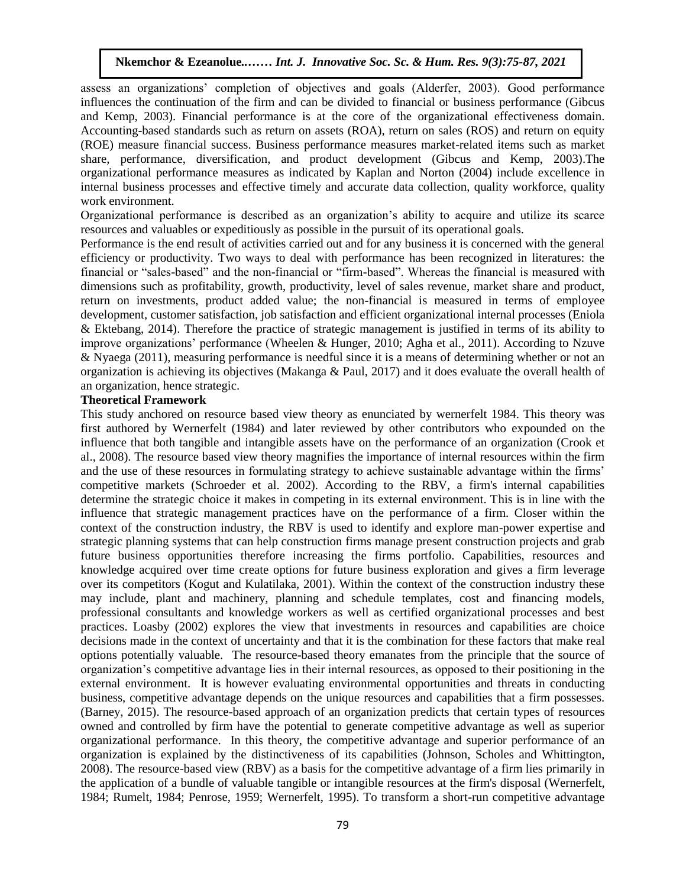assess an organizations' completion of objectives and goals (Alderfer, 2003). Good performance influences the continuation of the firm and can be divided to financial or business performance (Gibcus and Kemp, 2003). Financial performance is at the core of the organizational effectiveness domain. Accounting-based standards such as return on assets (ROA), return on sales (ROS) and return on equity (ROE) measure financial success. Business performance measures market-related items such as market share, performance, diversification, and product development (Gibcus and Kemp, 2003).The organizational performance measures as indicated by Kaplan and Norton (2004) include excellence in internal business processes and effective timely and accurate data collection, quality workforce, quality work environment.

Organizational performance is described as an organization's ability to acquire and utilize its scarce resources and valuables or expeditiously as possible in the pursuit of its operational goals.

Performance is the end result of activities carried out and for any business it is concerned with the general efficiency or productivity. Two ways to deal with performance has been recognized in literatures: the financial or "sales-based" and the non-financial or "firm-based". Whereas the financial is measured with dimensions such as profitability, growth, productivity, level of sales revenue, market share and product, return on investments, product added value; the non-financial is measured in terms of employee development, customer satisfaction, job satisfaction and efficient organizational internal processes (Eniola & Ektebang, 2014). Therefore the practice of strategic management is justified in terms of its ability to improve organizations' performance (Wheelen & Hunger, 2010; Agha et al., 2011). According to Nzuve & Nyaega (2011), measuring performance is needful since it is a means of determining whether or not an organization is achieving its objectives (Makanga & Paul, 2017) and it does evaluate the overall health of an organization, hence strategic.

**Theoretical Framework**

This study anchored on resource based view theory as enunciated by wernerfelt 1984. This theory was first authored by Wernerfelt (1984) and later reviewed by other contributors who expounded on the influence that both tangible and intangible assets have on the performance of an organization (Crook et al., 2008). The resource based view theory magnifies the importance of internal resources within the firm and the use of these resources in formulating strategy to achieve sustainable advantage within the firms' competitive markets (Schroeder et al. 2002). According to the RBV, a firm's internal capabilities determine the strategic choice it makes in competing in its external environment. This is in line with the influence that strategic management practices have on the performance of a firm. Closer within the context of the construction industry, the RBV is used to identify and explore man-power expertise and strategic planning systems that can help construction firms manage present construction projects and grab future business opportunities therefore increasing the firms portfolio. Capabilities, resources and knowledge acquired over time create options for future business exploration and gives a firm leverage over its competitors (Kogut and Kulatilaka, 2001). Within the context of the construction industry these may include, plant and machinery, planning and schedule templates, cost and financing models, professional consultants and knowledge workers as well as certified organizational processes and best practices. Loasby (2002) explores the view that investments in resources and capabilities are choice decisions made in the context of uncertainty and that it is the combination for these factors that make real options potentially valuable. The resource-based theory emanates from the principle that the source of organization's competitive advantage lies in their internal resources, as opposed to their positioning in the external environment. It is however evaluating environmental opportunities and threats in conducting business, competitive advantage depends on the unique resources and capabilities that a firm possesses. (Barney, 2015). The resource-based approach of an organization predicts that certain types of resources owned and controlled by firm have the potential to generate competitive advantage as well as superior organizational performance. In this theory, the competitive advantage and superior performance of an organization is explained by the distinctiveness of its capabilities (Johnson, Scholes and Whittington, 2008). The resource-based view (RBV) as a basis for the competitive advantage of a firm lies primarily in the application of a bundle of valuable tangible or intangible resources at the firm's disposal (Wernerfelt, 1984; Rumelt, 1984; Penrose, 1959; Wernerfelt, 1995). To transform a short-run competitive advantage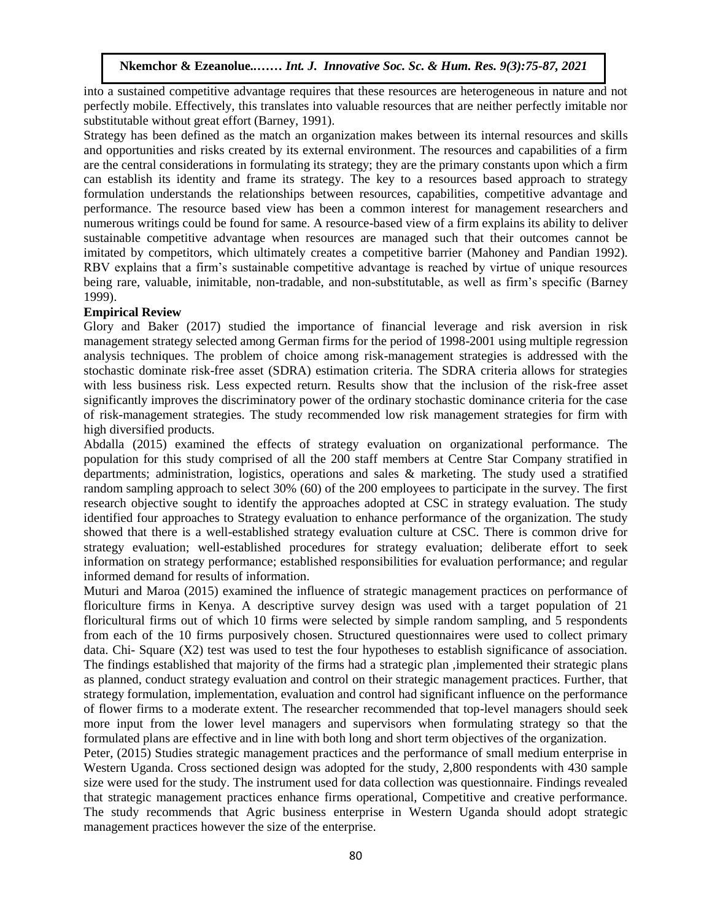into a sustained competitive advantage requires that these resources are heterogeneous in nature and not perfectly mobile. Effectively, this translates into valuable resources that are neither perfectly imitable nor substitutable without great effort (Barney, 1991).

Strategy has been defined as the match an organization makes between its internal resources and skills and opportunities and risks created by its external environment. The resources and capabilities of a firm are the central considerations in formulating its strategy; they are the primary constants upon which a firm can establish its identity and frame its strategy. The key to a resources based approach to strategy formulation understands the relationships between resources, capabilities, competitive advantage and performance. The resource based view has been a common interest for management researchers and numerous writings could be found for same. A resource-based view of a firm explains its ability to deliver sustainable competitive advantage when resources are managed such that their outcomes cannot be imitated by competitors, which ultimately creates a competitive barrier (Mahoney and Pandian 1992). RBV explains that a firm's sustainable competitive advantage is reached by virtue of unique resources being rare, valuable, inimitable, non-tradable, and non-substitutable, as well as firm's specific (Barney 1999).

**Empirical Review**

Glory and Baker (2017) studied the importance of financial leverage and risk aversion in risk management strategy selected among German firms for the period of 1998-2001 using multiple regression analysis techniques. The problem of choice among risk-management strategies is addressed with the stochastic dominate risk-free asset (SDRA) estimation criteria. The SDRA criteria allows for strategies with less business risk. Less expected return. Results show that the inclusion of the risk-free asset significantly improves the discriminatory power of the ordinary stochastic dominance criteria for the case of risk-management strategies. The study recommended low risk management strategies for firm with high diversified products.

Abdalla (2015) examined the effects of strategy evaluation on organizational performance. The population for this study comprised of all the 200 staff members at Centre Star Company stratified in departments; administration, logistics, operations and sales & marketing. The study used a stratified random sampling approach to select 30% (60) of the 200 employees to participate in the survey. The first research objective sought to identify the approaches adopted at CSC in strategy evaluation. The study identified four approaches to Strategy evaluation to enhance performance of the organization. The study showed that there is a well-established strategy evaluation culture at CSC. There is common drive for strategy evaluation; well-established procedures for strategy evaluation; deliberate effort to seek information on strategy performance; established responsibilities for evaluation performance; and regular informed demand for results of information.

Muturi and Maroa (2015) examined the influence of strategic management practices on performance of floriculture firms in Kenya. A descriptive survey design was used with a target population of 21 floricultural firms out of which 10 firms were selected by simple random sampling, and 5 respondents from each of the 10 firms purposively chosen. Structured questionnaires were used to collect primary data. Chi- Square (X2) test was used to test the four hypotheses to establish significance of association. The findings established that majority of the firms had a strategic plan ,implemented their strategic plans as planned, conduct strategy evaluation and control on their strategic management practices. Further, that strategy formulation, implementation, evaluation and control had significant influence on the performance of flower firms to a moderate extent. The researcher recommended that top-level managers should seek more input from the lower level managers and supervisors when formulating strategy so that the formulated plans are effective and in line with both long and short term objectives of the organization.

Peter, (2015) Studies strategic management practices and the performance of small medium enterprise in Western Uganda. Cross sectioned design was adopted for the study, 2,800 respondents with 430 sample size were used for the study. The instrument used for data collection was questionnaire. Findings revealed that strategic management practices enhance firms operational, Competitive and creative performance. The study recommends that Agric business enterprise in Western Uganda should adopt strategic management practices however the size of the enterprise.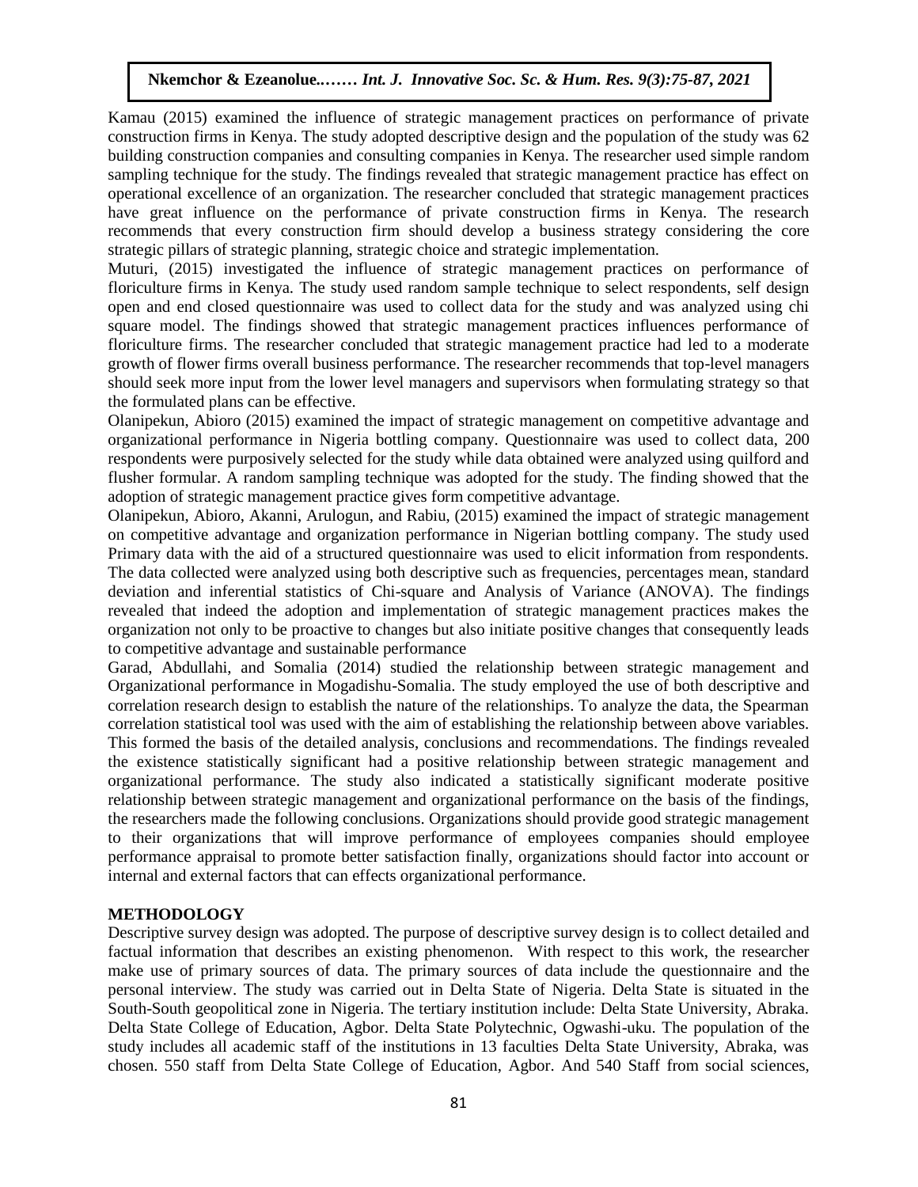Kamau (2015) examined the influence of strategic management practices on performance of private construction firms in Kenya. The study adopted descriptive design and the population of the study was 62 building construction companies and consulting companies in Kenya. The researcher used simple random sampling technique for the study. The findings revealed that strategic management practice has effect on operational excellence of an organization. The researcher concluded that strategic management practices have great influence on the performance of private construction firms in Kenya. The research recommends that every construction firm should develop a business strategy considering the core strategic pillars of strategic planning, strategic choice and strategic implementation.

Muturi, (2015) investigated the influence of strategic management practices on performance of floriculture firms in Kenya. The study used random sample technique to select respondents, self design open and end closed questionnaire was used to collect data for the study and was analyzed using chi square model. The findings showed that strategic management practices influences performance of floriculture firms. The researcher concluded that strategic management practice had led to a moderate growth of flower firms overall business performance. The researcher recommends that top-level managers should seek more input from the lower level managers and supervisors when formulating strategy so that the formulated plans can be effective.

Olanipekun, Abioro (2015) examined the impact of strategic management on competitive advantage and organizational performance in Nigeria bottling company. Questionnaire was used to collect data, 200 respondents were purposively selected for the study while data obtained were analyzed using quilford and flusher formular. A random sampling technique was adopted for the study. The finding showed that the adoption of strategic management practice gives form competitive advantage.

Olanipekun, Abioro, Akanni, Arulogun, and Rabiu, (2015) examined the impact of strategic management on competitive advantage and organization performance in Nigerian bottling company. The study used Primary data with the aid of a structured questionnaire was used to elicit information from respondents. The data collected were analyzed using both descriptive such as frequencies, percentages mean, standard deviation and inferential statistics of Chi-square and Analysis of Variance (ANOVA). The findings revealed that indeed the adoption and implementation of strategic management practices makes the organization not only to be proactive to changes but also initiate positive changes that consequently leads to competitive advantage and sustainable performance

Garad, Abdullahi, and Somalia (2014) studied the relationship between strategic management and Organizational performance in Mogadishu-Somalia. The study employed the use of both descriptive and correlation research design to establish the nature of the relationships. To analyze the data, the Spearman correlation statistical tool was used with the aim of establishing the relationship between above variables. This formed the basis of the detailed analysis, conclusions and recommendations. The findings revealed the existence statistically significant had a positive relationship between strategic management and organizational performance. The study also indicated a statistically significant moderate positive relationship between strategic management and organizational performance on the basis of the findings, the researchers made the following conclusions. Organizations should provide good strategic management to their organizations that will improve performance of employees companies should employee performance appraisal to promote better satisfaction finally, organizations should factor into account or internal and external factors that can effects organizational performance.

## METHODOLOGY

Descriptive survey design was adopted. The purpose of descriptive survey design is to collect detailed and factual information that describes an existing phenomenon. With respect to this work, the researcher make use of primary sources of data. The primary sources of data include the questionnaire and the personal interview. The study was carried out in Delta State of Nigeria. Delta State is situated in the South-South geopolitical zone in Nigeria. The tertiary institution include: Delta State University, Abraka. Delta State College of Education, Agbor. Delta State Polytechnic, Ogwashi-uku. The population of the study includes all academic staff of the institutions in 13 faculties Delta State University, Abraka, was chosen. 550 staff from Delta State College of Education, Agbor. And 540 Staff from social sciences,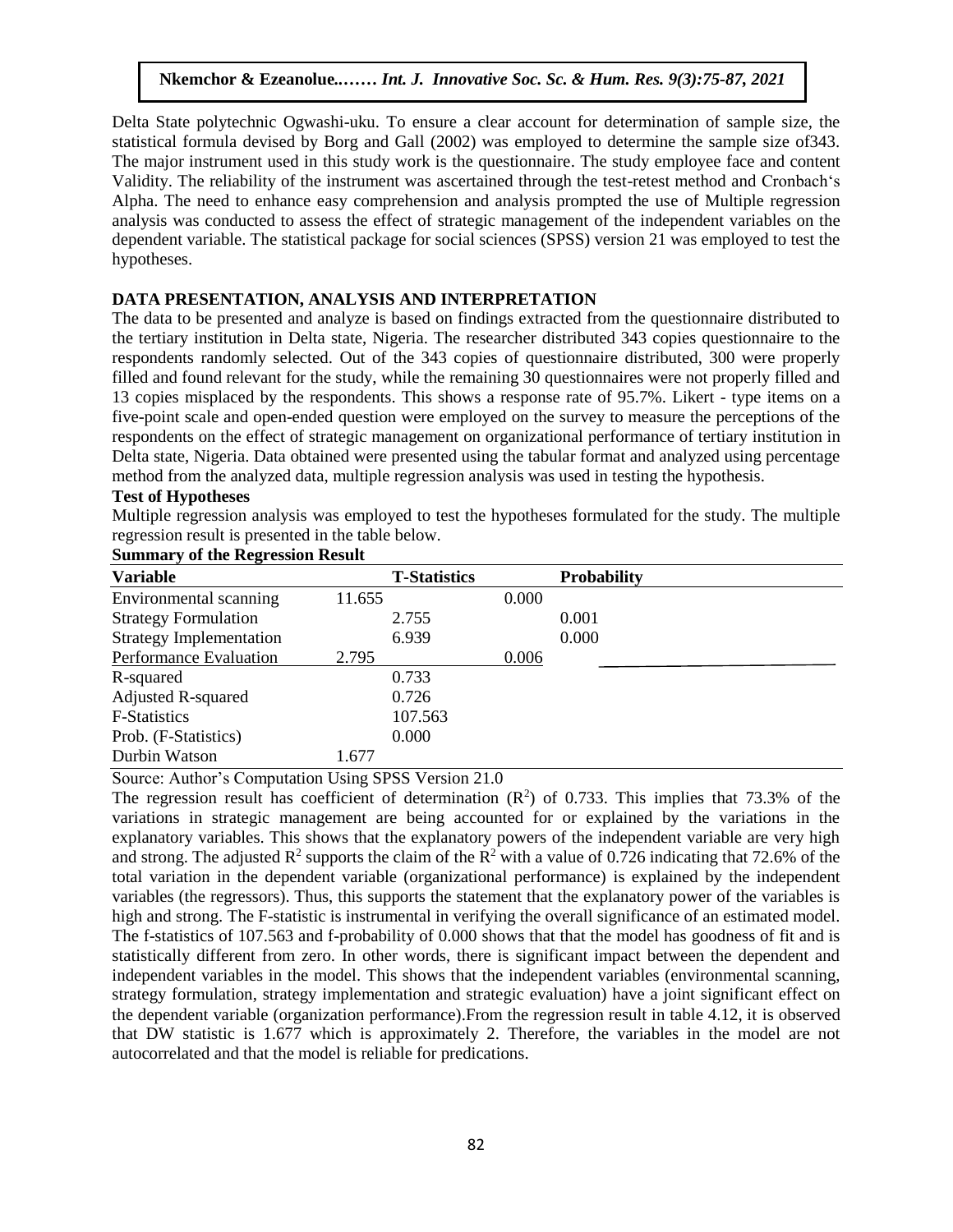Delta State polytechnic Ogwashi-uku. To ensure a clear account for determination of sample size, the statistical formula devised by Borg and Gall (2002) was employed to determine the sample size of343. The major instrument used in this study work is the questionnaire. The study employee face and content Validity. The reliability of the instrument was ascertained through the test-retest method and Cronbach's Alpha. The need to enhance easy comprehension and analysis prompted the use of Multiple regression analysis was conducted to assess the effect of strategic management of the independent variables on the dependent variable. The statistical package for social sciences (SPSS) version 21 was employed to test the hypotheses.

## DATA PRESENTATION, ANALYSIS AND INTERPRETATION

The data to be presented and analyze is based on findings extracted from the questionnaire distributed to the tertiary institution in Delta state, Nigeria. The researcher distributed 343 copies questionnaire to the respondents randomly selected. Out of the 343 copies of questionnaire distributed, 300 were properly filled and found relevant for the study, while the remaining 30 questionnaires were not properly filled and 13 copies misplaced by the respondents. This shows a response rate of 95.7%. Likert - type items on a five-point scale and open-ended question were employed on the survey to measure the perceptions of the respondents on the effect of strategic management on organizational performance of tertiary institution in Delta state, Nigeria. Data obtained were presented using the tabular format and analyzed using percentage method from the analyzed data, multiple regression analysis was used in testing the hypothesis.

### Test of Hypotheses

Multiple regression analysis was employed to test the hypotheses formulated for the study. The multiple regression result is presented in the table below.

**Summary of the Regression Result**

| Variable | T-Statistics | Probability |
|---|---|---|
| Environmental scanning | 11.655 | 0.000 |
| Strategy Formulation | 2.755 | 0.001 |
| Strategy Implementation | 6.939 | 0.000 |
| Performance Evaluation | 2.795 | 0.006 |
| R-squared | 0.733 | |
| Adjusted R-squared | 0.726 | |
| F-Statistics | 107.563 | |
| Prob. (F-Statistics) | 0.000 | |
| Durbin Watson | 1.677 | |

Source: Author's Computation Using SPSS Version 21.0

The regression result has coefficient of determination ($R^2$) of 0.733. This implies that 73.3% of the variations in strategic management are being accounted for or explained by the variations in the explanatory variables. This shows that the explanatory powers of the independent variable are very high and strong. The adjusted $R^2$ supports the claim of the $R^2$ with a value of 0.726 indicating that 72.6% of the total variation in the dependent variable (organizational performance) is explained by the independent variables (the regressors). Thus, this supports the statement that the explanatory power of the variables is high and strong. The F-statistic is instrumental in verifying the overall significance of an estimated model. The f-statistics of 107.563 and f-probability of 0.000 shows that that the model has goodness of fit and is statistically different from zero. In other words, there is significant impact between the dependent and independent variables in the model. This shows that the independent variables (environmental scanning, strategy formulation, strategy implementation and strategic evaluation) have a joint significant effect on the dependent variable (organization performance).From the regression result in table 4.12, it is observed that DW statistic is 1.677 which is approximately 2. Therefore, the variables in the model are not autocorrelated and that the model is reliable for predications.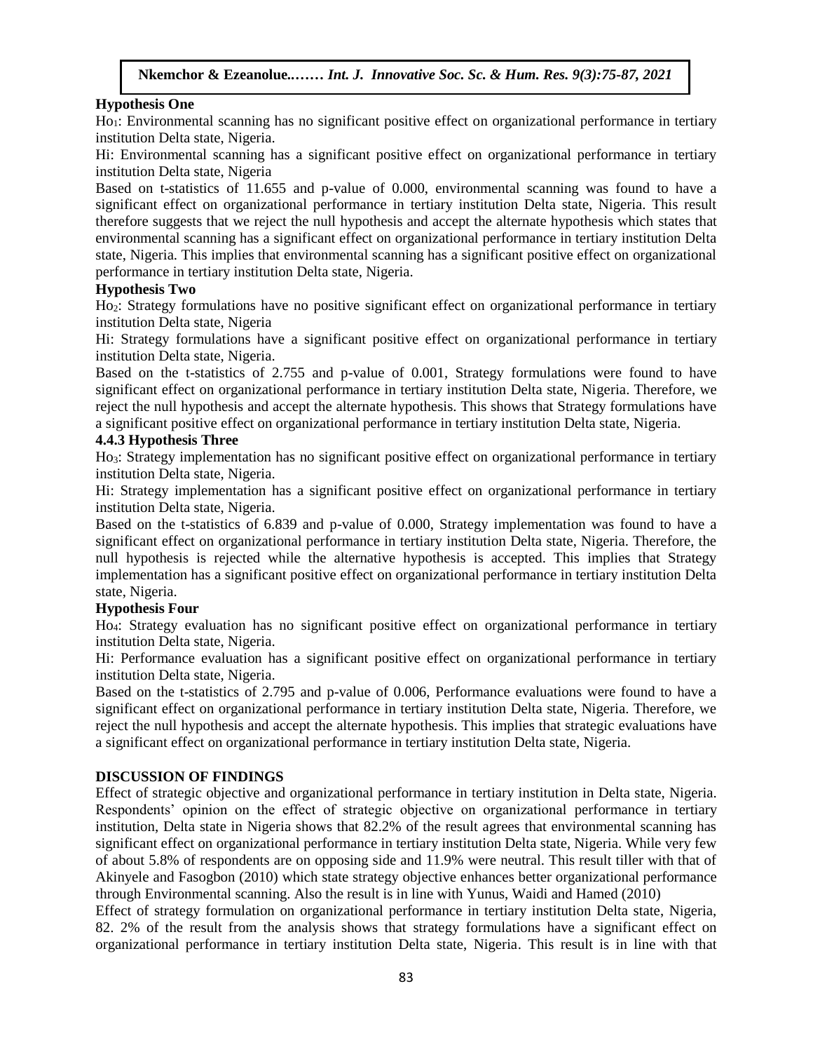**Hypothesis One**

$Ho_1$: Environmental scanning has no significant positive effect on organizational performance in tertiary institution Delta state, Nigeria.

Hi: Environmental scanning has a significant positive effect on organizational performance in tertiary institution Delta state, Nigeria

Based on t-statistics of 11.655 and p-value of 0.000, environmental scanning was found to have a significant effect on organizational performance in tertiary institution Delta state, Nigeria. This result therefore suggests that we reject the null hypothesis and accept the alternate hypothesis which states that environmental scanning has a significant effect on organizational performance in tertiary institution Delta state, Nigeria. This implies that environmental scanning has a significant positive effect on organizational performance in tertiary institution Delta state, Nigeria.

**Hypothesis Two**

$Ho_2$: Strategy formulations have no positive significant effect on organizational performance in tertiary institution Delta state, Nigeria

Hi: Strategy formulations have a significant positive effect on organizational performance in tertiary institution Delta state, Nigeria.

Based on the t-statistics of 2.755 and p-value of 0.001, Strategy formulations were found to have significant effect on organizational performance in tertiary institution Delta state, Nigeria. Therefore, we reject the null hypothesis and accept the alternate hypothesis. This shows that Strategy formulations have a significant positive effect on organizational performance in tertiary institution Delta state, Nigeria.

**4.4.3 Hypothesis Three**

$Ho_3$: Strategy implementation has no significant positive effect on organizational performance in tertiary institution Delta state, Nigeria.

Hi: Strategy implementation has a significant positive effect on organizational performance in tertiary institution Delta state, Nigeria.

Based on the t-statistics of 6.839 and p-value of 0.000, Strategy implementation was found to have a significant effect on organizational performance in tertiary institution Delta state, Nigeria. Therefore, the null hypothesis is rejected while the alternative hypothesis is accepted. This implies that Strategy implementation has a significant positive effect on organizational performance in tertiary institution Delta state, Nigeria.

**Hypothesis Four**

$Ho_4$: Strategy evaluation has no significant positive effect on organizational performance in tertiary institution Delta state, Nigeria.

Hi: Performance evaluation has a significant positive effect on organizational performance in tertiary institution Delta state, Nigeria.

Based on the t-statistics of 2.795 and p-value of 0.006, Performance evaluations were found to have a significant effect on organizational performance in tertiary institution Delta state, Nigeria. Therefore, we reject the null hypothesis and accept the alternate hypothesis. This implies that strategic evaluations have a significant effect on organizational performance in tertiary institution Delta state, Nigeria.

**DISCUSSION OF FINDINGS**

Effect of strategic objective and organizational performance in tertiary institution in Delta state, Nigeria. Respondents' opinion on the effect of strategic objective on organizational performance in tertiary institution, Delta state in Nigeria shows that 82.2% of the result agrees that environmental scanning has significant effect on organizational performance in tertiary institution Delta state, Nigeria. While very few of about 5.8% of respondents are on opposing side and 11.9% were neutral. This result tiller with that of Akinyele and Fasogbon (2010) which state strategy objective enhances better organizational performance through Environmental scanning. Also the result is in line with Yunus, Waidi and Hamed (2010)

Effect of strategy formulation on organizational performance in tertiary institution Delta state, Nigeria, 82. 2% of the result from the analysis shows that strategy formulations have a significant effect on organizational performance in tertiary institution Delta state, Nigeria. This result is in line with that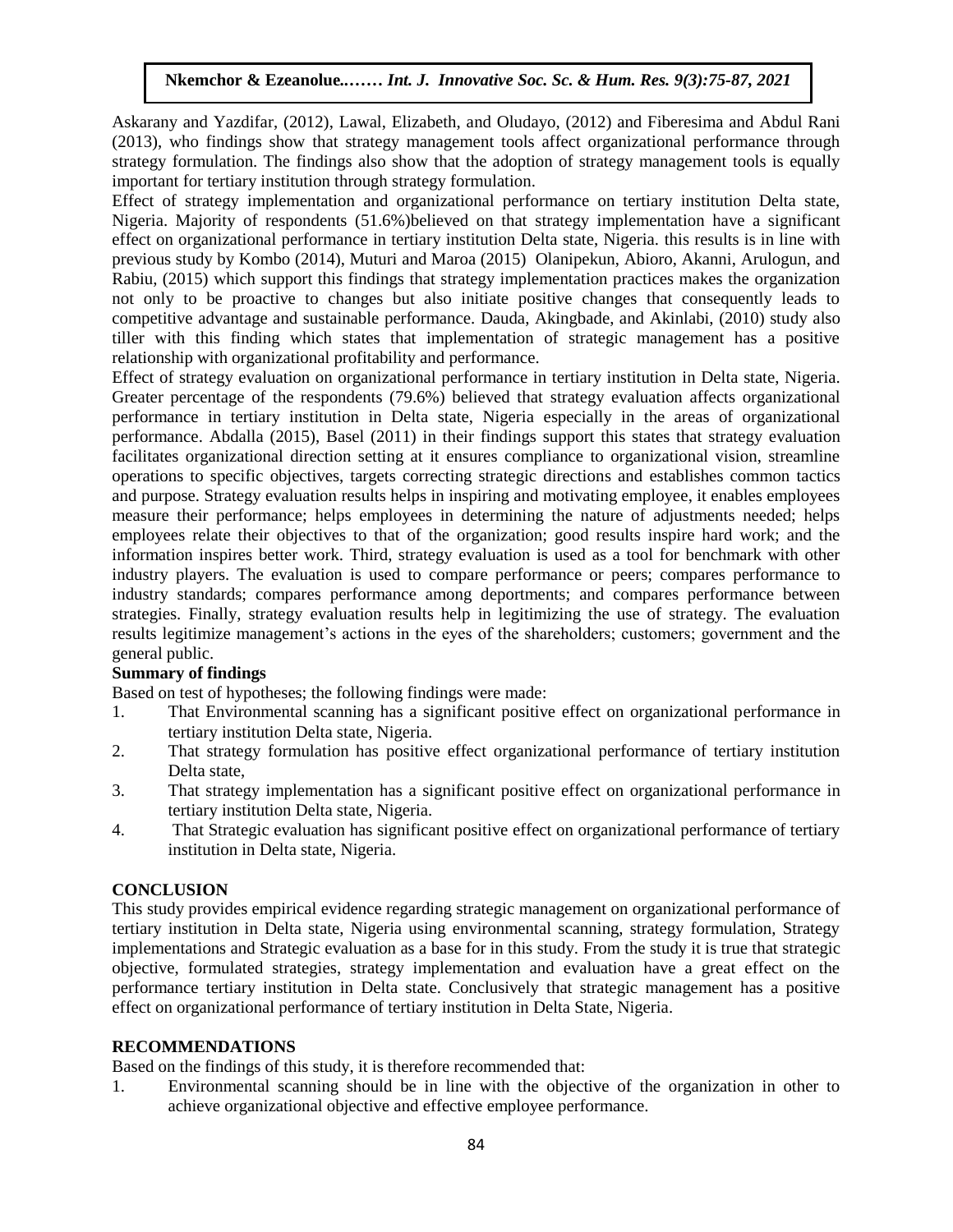Askarany and Yazdifar, (2012), Lawal, Elizabeth, and Oludayo, (2012) and Fiberesima and Abdul Rani (2013), who findings show that strategy management tools affect organizational performance through strategy formulation. The findings also show that the adoption of strategy management tools is equally important for tertiary institution through strategy formulation.

Effect of strategy implementation and organizational performance on tertiary institution Delta state, Nigeria. Majority of respondents (51.6%)believed on that strategy implementation have a significant effect on organizational performance in tertiary institution Delta state, Nigeria. this results is in line with previous study by Kombo (2014), Muturi and Maroa (2015) Olanipekun, Abioro, Akanni, Arulogun, and Rabiu, (2015) which support this findings that strategy implementation practices makes the organization not only to be proactive to changes but also initiate positive changes that consequently leads to competitive advantage and sustainable performance. Dauda, Akingbade, and Akinlabi, (2010) study also tiller with this finding which states that implementation of strategic management has a positive relationship with organizational profitability and performance.

Effect of strategy evaluation on organizational performance in tertiary institution in Delta state, Nigeria. Greater percentage of the respondents (79.6%) believed that strategy evaluation affects organizational performance in tertiary institution in Delta state, Nigeria especially in the areas of organizational performance. Abdalla (2015), Basel (2011) in their findings support this states that strategy evaluation facilitates organizational direction setting at it ensures compliance to organizational vision, streamline operations to specific objectives, targets correcting strategic directions and establishes common tactics and purpose. Strategy evaluation results helps in inspiring and motivating employee, it enables employees measure their performance; helps employees in determining the nature of adjustments needed; helps employees relate their objectives to that of the organization; good results inspire hard work; and the information inspires better work. Third, strategy evaluation is used as a tool for benchmark with other industry players. The evaluation is used to compare performance or peers; compares performance to industry standards; compares performance among deportments; and compares performance between strategies. Finally, strategy evaluation results help in legitimizing the use of strategy. The evaluation results legitimize management's actions in the eyes of the shareholders; customers; government and the general public.

**Summary of findings**

Based on test of hypotheses; the following findings were made:

1. That Environmental scanning has a significant positive effect on organizational performance in tertiary institution Delta state, Nigeria.
2. That strategy formulation has positive effect organizational performance of tertiary institution Delta state,
3. That strategy implementation has a significant positive effect on organizational performance in tertiary institution Delta state, Nigeria.
4. That Strategic evaluation has significant positive effect on organizational performance of tertiary institution in Delta state, Nigeria.

## CONCLUSION

This study provides empirical evidence regarding strategic management on organizational performance of tertiary institution in Delta state, Nigeria using environmental scanning, strategy formulation, Strategy implementations and Strategic evaluation as a base for in this study. From the study it is true that strategic objective, formulated strategies, strategy implementation and evaluation have a great effect on the performance tertiary institution in Delta state. Conclusively that strategic management has a positive effect on organizational performance of tertiary institution in Delta State, Nigeria.

## RECOMMENDATIONS

Based on the findings of this study, it is therefore recommended that:

1. Environmental scanning should be in line with the objective of the organization in other to achieve organizational objective and effective employee performance.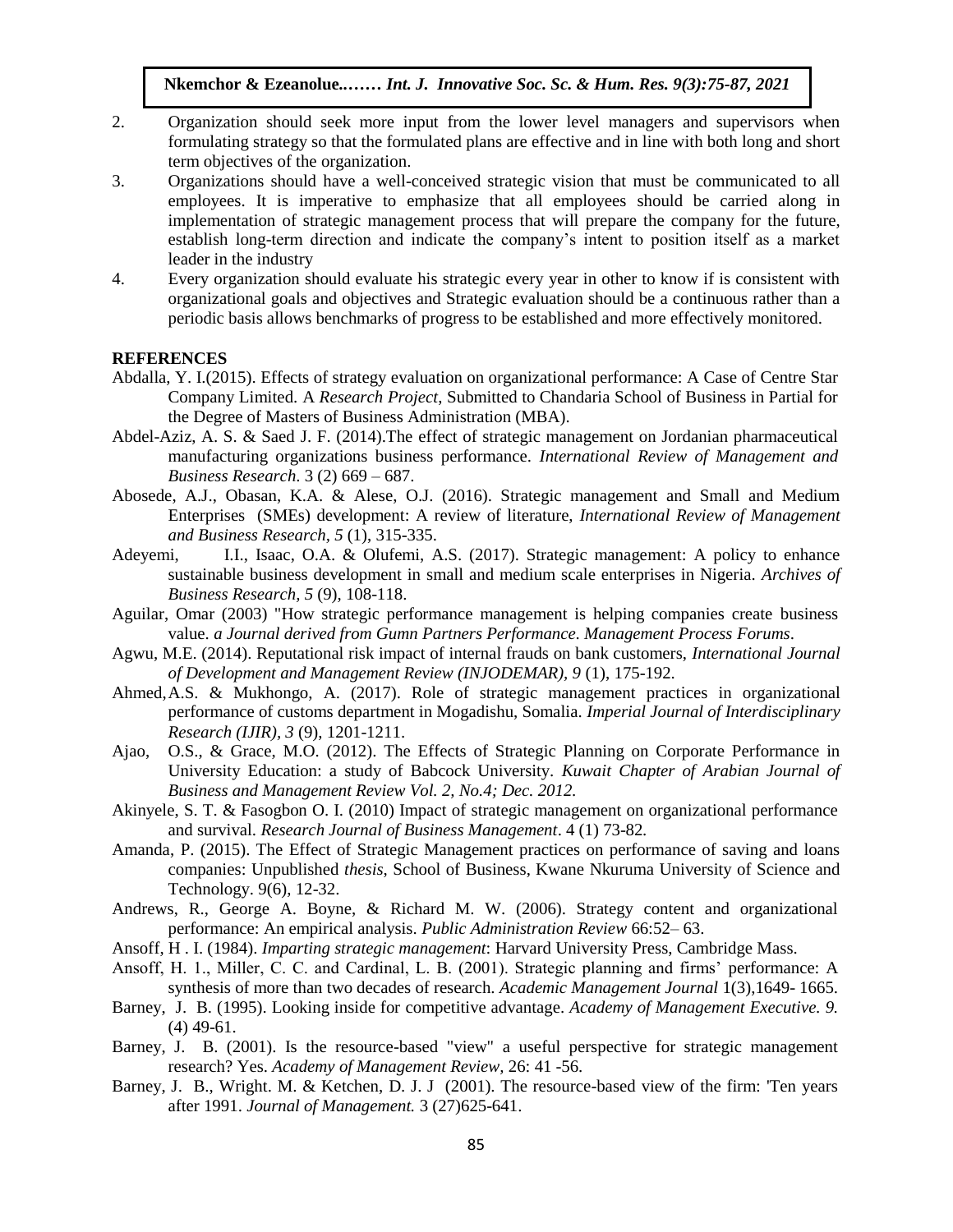2. Organization should seek more input from the lower level managers and supervisors when formulating strategy so that the formulated plans are effective and in line with both long and short term objectives of the organization.
3. Organizations should have a well-conceived strategic vision that must be communicated to all employees. It is imperative to emphasize that all employees should be carried along in implementation of strategic management process that will prepare the company for the future, establish long-term direction and indicate the company's intent to position itself as a market leader in the industry
4. Every organization should evaluate his strategic every year in other to know if is consistent with organizational goals and objectives and Strategic evaluation should be a continuous rather than a periodic basis allows benchmarks of progress to be established and more effectively monitored.

## REFERENCES

Abdalla, Y. I.(2015). Effects of strategy evaluation on organizational performance: A Case of Centre Star Company Limited. A *Research Project*, Submitted to Chandaria School of Business in Partial for the Degree of Masters of Business Administration (MBA).

Abdel-Aziz, A. S. & Saed J. F. (2014).The effect of strategic management on Jordanian pharmaceutical manufacturing organizations business performance. *International Review of Management and Business Research*. 3 (2) 669 – 687.

Abosede, A.J., Obasan, K.A. & Alese, O.J. (2016). Strategic management and Small and Medium Enterprises (SMEs) development: A review of literature, *International Review of Management and Business Research, 5* (1), 315-335.

Adeyemi, I.I., Isaac, O.A. & Olufemi, A.S. (2017). Strategic management: A policy to enhance sustainable business development in small and medium scale enterprises in Nigeria. *Archives of Business Research, 5* (9), 108-118.

Aguilar, Omar (2003) "How strategic performance management is helping companies create business value. *a Journal derived from Gumn Partners Performance. Management Process Forums*.

Agwu, M.E. (2014). Reputational risk impact of internal frauds on bank customers, *International Journal of Development and Management Review (INJODEMAR), 9* (1), 175-192.

Ahmed, A.S. & Mukhongo, A. (2017). Role of strategic management practices in organizational performance of customs department in Mogadishu, Somalia. *Imperial Journal of Interdisciplinary Research (IJIR), 3* (9), 1201-1211.

Ajao, O.S., & Grace, M.O. (2012). The Effects of Strategic Planning on Corporate Performance in University Education: a study of Babcock University. *Kuwait Chapter of Arabian Journal of Business and Management Review Vol. 2, No.4; Dec. 2012.*

Akinyele, S. T. & Fasogbon O. I. (2010) Impact of strategic management on organizational performance and survival. *Research Journal of Business Management*. 4 (1) 73-82.

Amanda, P. (2015). The Effect of Strategic Management practices on performance of saving and loans companies: Unpublished *thesis*, School of Business, Kwane Nkuruma University of Science and Technology. 9(6), 12-32.

Andrews, R., George A. Boyne, & Richard M. W. (2006). Strategy content and organizational performance: An empirical analysis. *Public Administration Review* 66:52– 63.

Ansoff, H . I. (1984). *Imparting strategic management*: Harvard University Press, Cambridge Mass.

Ansoff, H. 1., Miller, C. C. and Cardinal, L. B. (2001). Strategic planning and firms' performance: A synthesis of more than two decades of research. *Academic Management Journal* 1(3),1649- 1665.

Barney, J. B. (1995). Looking inside for competitive advantage. *Academy of Management Executive. 9.* (4) 49-61.

Barney, J. B. (2001). Is the resource-based "view" a useful perspective for strategic management research? Yes. *Academy of Management Review*, 26: 41 -56.

Barney, J. B., Wright. M. & Ketchen, D. J. J (2001). The resource-based view of the firm: 'Ten years after 1991. *Journal of Management.* 3 (27)625-641.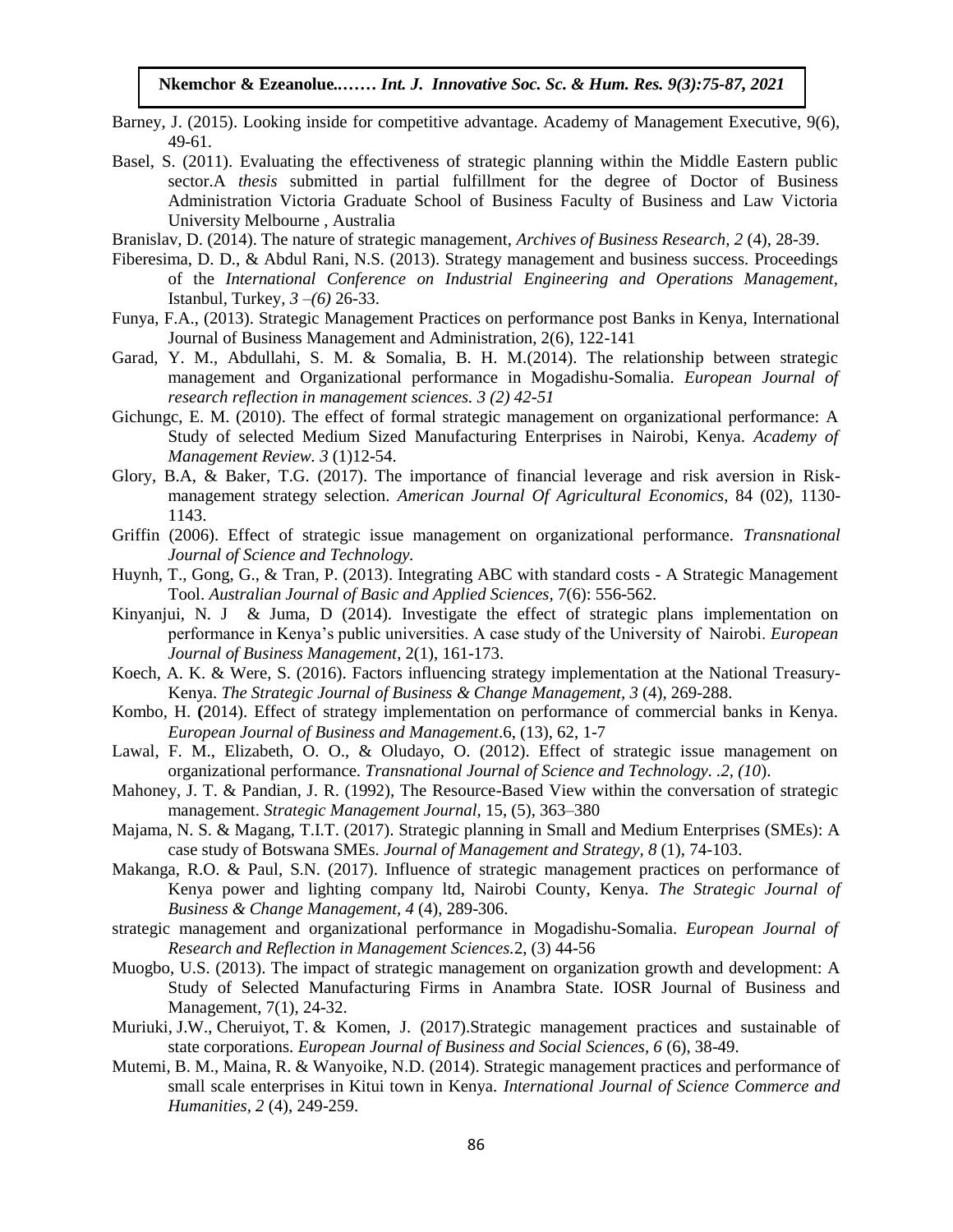Barney, J. (2015). Looking inside for competitive advantage. Academy of Management Executive, 9(6), 49-61.

Basel, S. (2011). Evaluating the effectiveness of strategic planning within the Middle Eastern public sector.A *thesis* submitted in partial fulfillment for the degree of Doctor of Business Administration Victoria Graduate School of Business Faculty of Business and Law Victoria University Melbourne , Australia

Branislav, D. (2014). The nature of strategic management, *Archives of Business Research, 2* (4), 28-39.

Fiberesima, D. D., & Abdul Rani, N.S. (2013). Strategy management and business success. Proceedings of the *International Conference on Industrial Engineering and Operations Management,* Istanbul, Turkey*, 3 –(6)* 26-33.

Funya, F.A., (2013). Strategic Management Practices on performance post Banks in Kenya, International Journal of Business Management and Administration, 2(6), 122-141

Garad, Y. M., Abdullahi, S. M. & Somalia, B. H. M.(2014). The relationship between strategic management and Organizational performance in Mogadishu-Somalia. *European Journal of research reflection in management sciences. 3 (2) 42-51*

Gichungc, E. M. (2010). The effect of formal strategic management on organizational performance: A Study of selected Medium Sized Manufacturing Enterprises in Nairobi, Kenya. *Academy of Management Review*. *3* (1)12-54.

Glory, B.A, & Baker, T.G. (2017). The importance of financial leverage and risk aversion in Risk-management strategy selection. *American Journal Of Agricultural Economics,* 84 (02), 1130-1143.

Griffin (2006). Effect of strategic issue management on organizational performance. *Transnational Journal of Science and Technology.*

Huynh, T., Gong, G., & Tran, P. (2013). Integrating ABC with standard costs - A Strategic Management Tool. *Australian Journal of Basic and Applied Sciences,* 7(6): 556-562.

Kinyanjui, N. J & Juma, D (2014). Investigate the effect of strategic plans implementation on performance in Kenya's public universities. A case study of the University of Nairobi. *European Journal of Business Management,* 2(1), 161-173.

Koech, A. K. & Were, S. (2016). Factors influencing strategy implementation at the National Treasury-Kenya. *The Strategic Journal of Business & Change Management, 3* (4), 269-288.

Kombo, H. **(**2014). Effect of strategy implementation on performance of commercial banks in Kenya. *European Journal of Business and Management*.6, (13), 62, 1-7

Lawal, F. M., Elizabeth, O. O., & Oludayo, O. (2012). Effect of strategic issue management on organizational performance. *Transnational Journal of Science and Technology*. *.2, (10*).

Mahoney, J. T. & Pandian, J. R. (1992), The Resource-Based View within the conversation of strategic management. *Strategic Management Journal,* 15, (5), 363–380

Majama, N. S. & Magang, T.I.T. (2017). Strategic planning in Small and Medium Enterprises (SMEs): A case study of Botswana SMEs. *Journal of Management and Strategy, 8* (1), 74-103.

Makanga, R.O. & Paul, S.N. (2017). Influence of strategic management practices on performance of Kenya power and lighting company ltd, Nairobi County, Kenya. *The Strategic Journal of Business & Change Management, 4* (4), 289-306.

strategic management and organizational performance in Mogadishu-Somalia. *European Journal of Research and Reflection in Management Sciences.*2, (3) 44-56

Muogbo, U.S. (2013). The impact of strategic management on organization growth and development: A Study of Selected Manufacturing Firms in Anambra State. IOSR Journal of Business and Management, 7(1), 24-32.

Muriuki, J.W., Cheruiyot, T. & Komen, J. (2017).Strategic management practices and sustainable of state corporations. *European Journal of Business and Social Sciences, 6* (6), 38-49.

Mutemi, B. M., Maina, R. & Wanyoike, N.D. (2014). Strategic management practices and performance of small scale enterprises in Kitui town in Kenya. *International Journal of Science Commerce and Humanities, 2* (4), 249-259.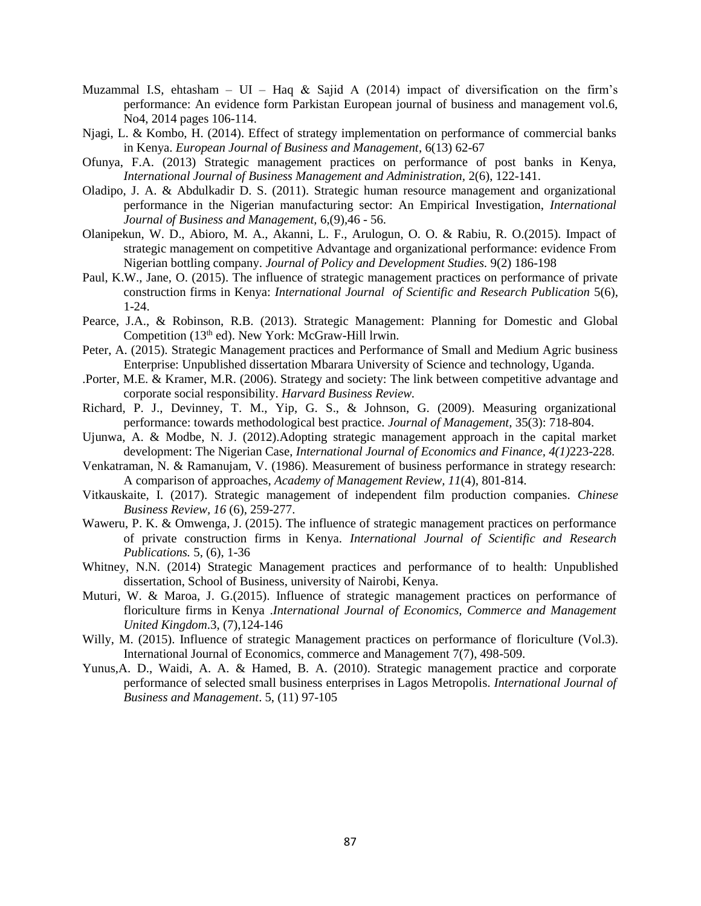Muzammal I.S, ehtasham – UI – Haq & Sajid A (2014) impact of diversification on the firm's performance: An evidence form Parkistan European journal of business and management vol.6, No4, 2014 pages 106-114.

Njagi, L. & Kombo, H. (2014). Effect of strategy implementation on performance of commercial banks in Kenya. *European Journal of Business and Management,* 6(13) 62-67

Ofunya, F.A. (2013) Strategic management practices on performance of post banks in Kenya, *International Journal of Business Management and Administration,* 2(6), 122-141.

Oladipo, J. A. & Abdulkadir D. S. (2011). Strategic human resource management and organizational performance in the Nigerian manufacturing sector: An Empirical Investigation, *International Journal of Business and Management,* 6,(9),46 - 56.

Olanipekun, W. D., Abioro, M. A., Akanni, L. F., Arulogun, O. O. & Rabiu, R. O.(2015). Impact of strategic management on competitive Advantage and organizational performance: evidence From Nigerian bottling company. *Journal of Policy and Development Studies.* 9(2) 186-198

Paul, K.W., Jane, O. (2015). The influence of strategic management practices on performance of private construction firms in Kenya: *International Journal of Scientific and Research Publication* 5(6), 1-24.

Pearce, J.A., & Robinson, R.B. (2013). Strategic Management: Planning for Domestic and Global Competition (13th ed). New York: McGraw-Hill lrwin.

Peter, A. (2015). Strategic Management practices and Performance of Small and Medium Agric business Enterprise: Unpublished dissertation Mbarara University of Science and technology, Uganda.

.Porter, M.E. & Kramer, M.R. (2006). Strategy and society: The link between competitive advantage and corporate social responsibility. *Harvard Business Review.*

Richard, P. J., Devinney, T. M., Yip, G. S., & Johnson, G. (2009). Measuring organizational performance: towards methodological best practice. *Journal of Management,* 35(3): 718-804.

Ujunwa, A. & Modbe, N. J. (2012).Adopting strategic management approach in the capital market development: The Nigerian Case, *International Journal of Economics and Finance, 4(1)*223-228.

Venkatraman, N. & Ramanujam, V. (1986). Measurement of business performance in strategy research: A comparison of approaches, *Academy of Management Review, 11*(4), 801-814.

Vitkauskaite, I. (2017). Strategic management of independent film production companies. *Chinese Business Review, 16* (6), 259-277.

Waweru, P. K. & Omwenga, J. (2015). The influence of strategic management practices on performance of private construction firms in Kenya. *International Journal of Scientific and Research Publications.* 5, (6), 1-36

Whitney, N.N. (2014) Strategic Management practices and performance of to health: Unpublished dissertation, School of Business, university of Nairobi, Kenya.

Muturi, W. & Maroa, J. G.(2015). Influence of strategic management practices on performance of floriculture firms in Kenya .*International Journal of Economics, Commerce and Management United Kingdom*.3, (7),124-146

Willy, M. (2015). Influence of strategic Management practices on performance of floriculture (Vol.3). International Journal of Economics, commerce and Management 7(7), 498-509.

Yunus,A. D., Waidi, A. A. & Hamed, B. A. (2010). Strategic management practice and corporate performance of selected small business enterprises in Lagos Metropolis. *International Journal of Business and Management*. 5, (11) 97-105